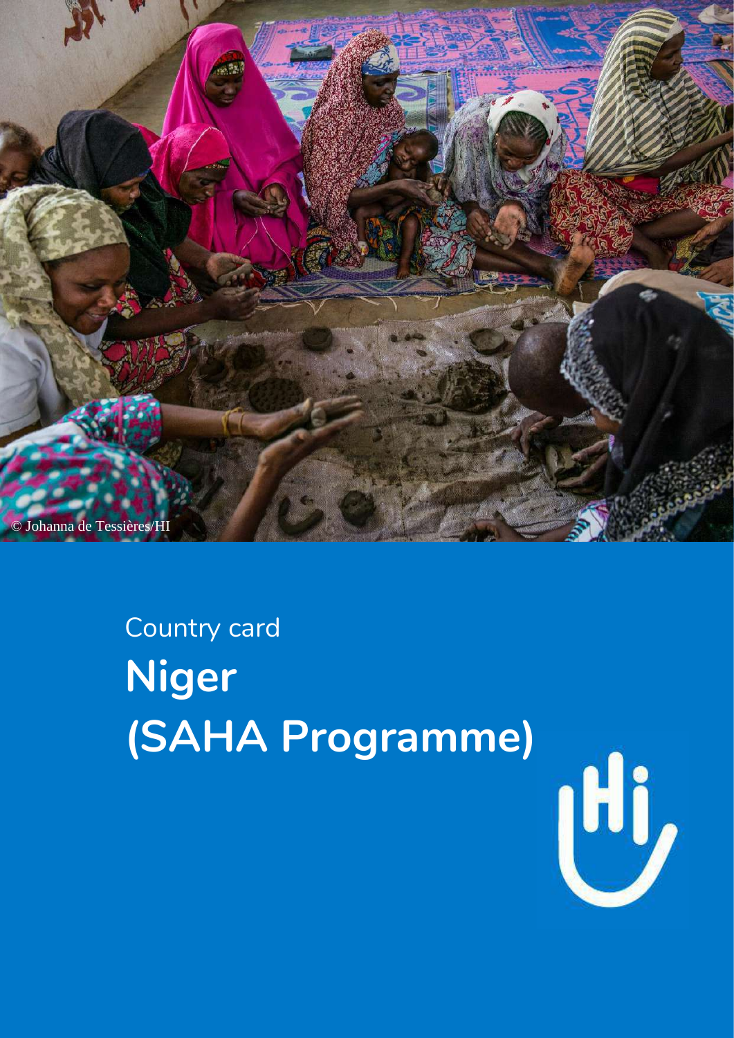© Johanna de Tessières/HI

Country card

# Niger (SAHA Programme)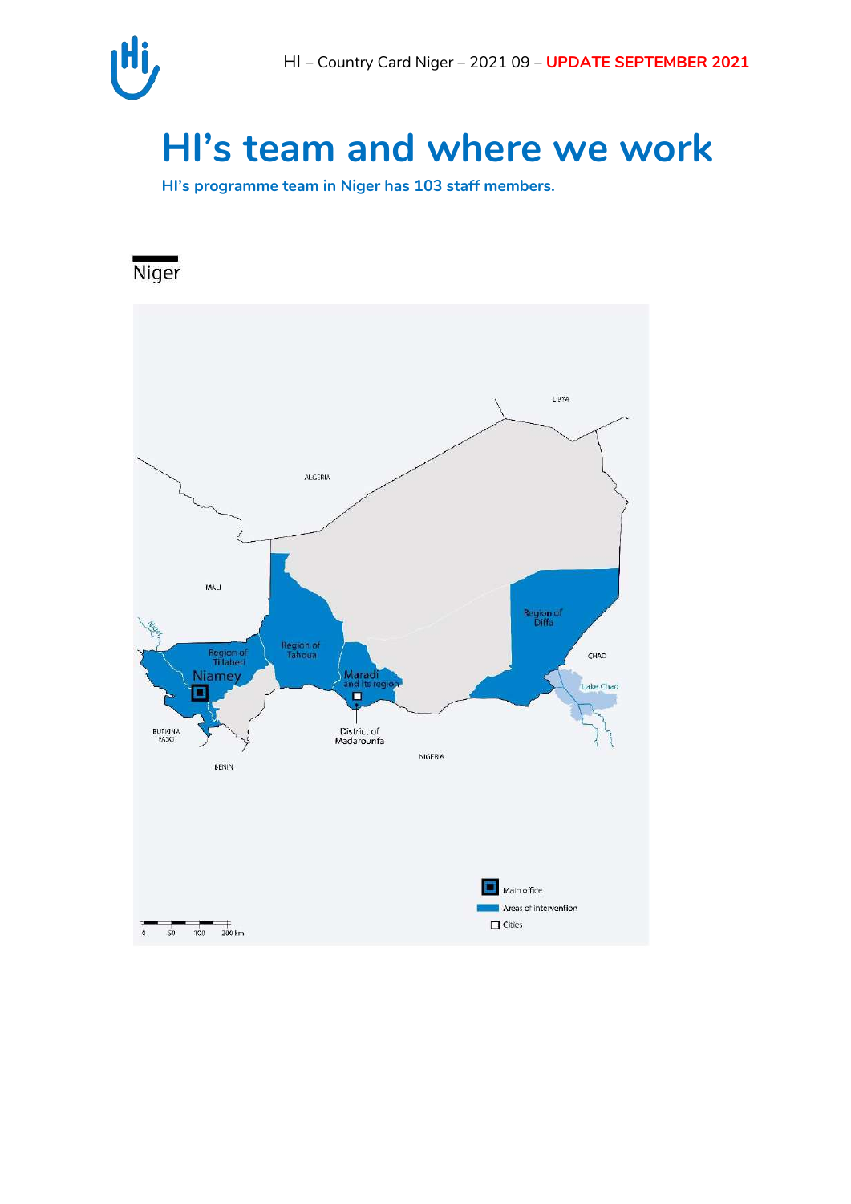# HI's team and where we work

**HI's programme team in Niger has 103 staff members.**

Niger

LIBYA

ALGERIA

MALI

Region of Tillaberi

Niamey

Region of Tahoua

Maradi and its region

District of Madarounfa

Region of Diffa

CHAD

Lake Chad

BURKINA FASO

BENIN

NIGERIA

Main office

Areas of intervention

Cities

0 50 100 200 km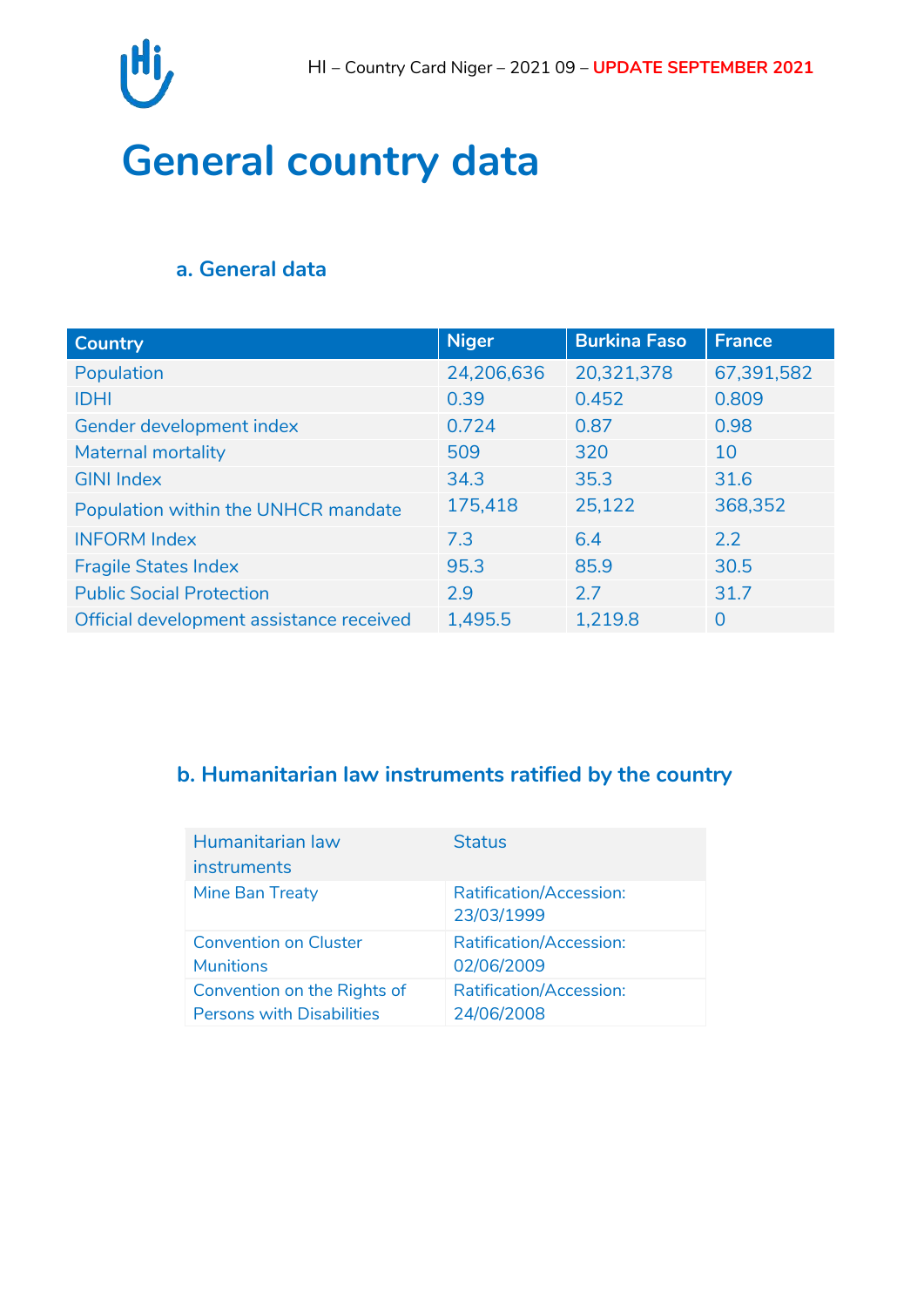# General country data

### a. General data

| Country | Niger | Burkina Faso | France |
|---|---|---|---|
| Population | 24,206,636 | 20,321,378 | 67,391,582 |
| IDHI | 0.39 | 0.452 | 0.809 |
| Gender development index | 0.724 | 0.87 | 0.98 |
| Maternal mortality | 509 | 320 | 10 |
| GINI Index | 34.3 | 35.3 | 31.6 |
| Population within the UNHCR mandate | 175,418 | 25,122 | 368,352 |
| INFORM Index | 7.3 | 6.4 | 2.2 |
| Fragile States Index | 95.3 | 85.9 | 30.5 |
| Public Social Protection | 2.9 | 2.7 | 31.7 |
| Official development assistance received | 1,495.5 | 1,219.8 | 0 |

### b. Humanitarian law instruments ratified by the country

| Humanitarian law instruments | Status |
|---|---|
| Mine Ban Treaty | Ratification/Accession: 23/03/1999 |
| Convention on Cluster Munitions | Ratification/Accession: 02/06/2009 |
| Convention on the Rights of Persons with Disabilities | Ratification/Accession: 24/06/2008 |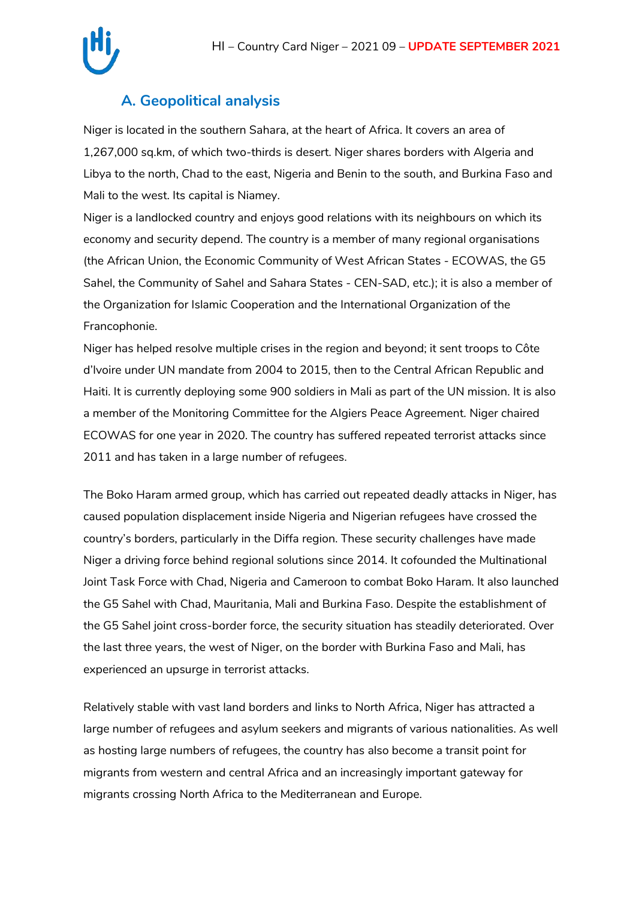## A. Geopolitical analysis

Niger is located in the southern Sahara, at the heart of Africa. It covers an area of 1,267,000 sq.km, of which two-thirds is desert. Niger shares borders with Algeria and Libya to the north, Chad to the east, Nigeria and Benin to the south, and Burkina Faso and Mali to the west. Its capital is Niamey.

Niger is a landlocked country and enjoys good relations with its neighbours on which its economy and security depend. The country is a member of many regional organisations (the African Union, the Economic Community of West African States - ECOWAS, the G5 Sahel, the Community of Sahel and Sahara States - CEN-SAD, etc.); it is also a member of the Organization for Islamic Cooperation and the International Organization of the Francophonie.

Niger has helped resolve multiple crises in the region and beyond; it sent troops to Côte d'Ivoire under UN mandate from 2004 to 2015, then to the Central African Republic and Haiti. It is currently deploying some 900 soldiers in Mali as part of the UN mission. It is also a member of the Monitoring Committee for the Algiers Peace Agreement. Niger chaired ECOWAS for one year in 2020. The country has suffered repeated terrorist attacks since 2011 and has taken in a large number of refugees.

The Boko Haram armed group, which has carried out repeated deadly attacks in Niger, has caused population displacement inside Nigeria and Nigerian refugees have crossed the country's borders, particularly in the Diffa region. These security challenges have made Niger a driving force behind regional solutions since 2014. It cofounded the Multinational Joint Task Force with Chad, Nigeria and Cameroon to combat Boko Haram. It also launched the G5 Sahel with Chad, Mauritania, Mali and Burkina Faso. Despite the establishment of the G5 Sahel joint cross-border force, the security situation has steadily deteriorated. Over the last three years, the west of Niger, on the border with Burkina Faso and Mali, has experienced an upsurge in terrorist attacks.

Relatively stable with vast land borders and links to North Africa, Niger has attracted a large number of refugees and asylum seekers and migrants of various nationalities. As well as hosting large numbers of refugees, the country has also become a transit point for migrants from western and central Africa and an increasingly important gateway for migrants crossing North Africa to the Mediterranean and Europe.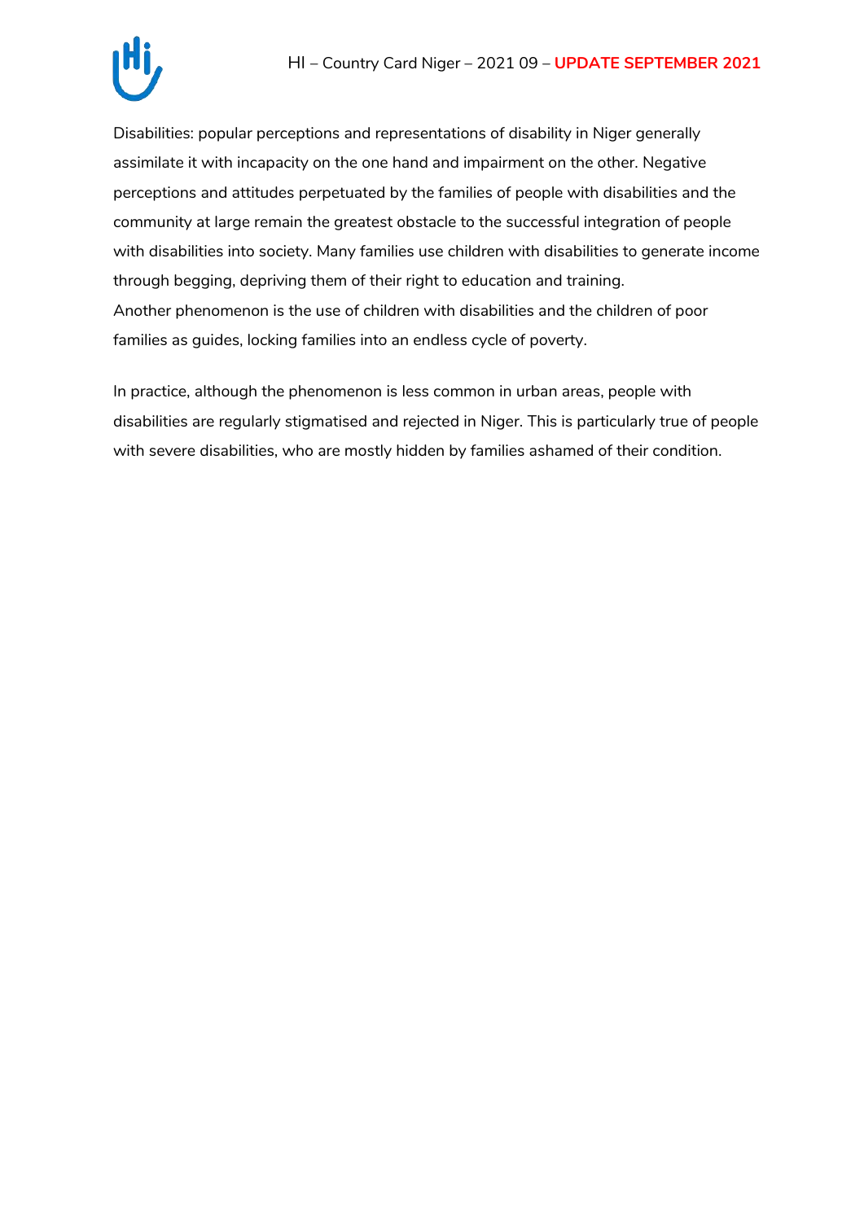Disabilities: popular perceptions and representations of disability in Niger generally assimilate it with incapacity on the one hand and impairment on the other. Negative perceptions and attitudes perpetuated by the families of people with disabilities and the community at large remain the greatest obstacle to the successful integration of people with disabilities into society. Many families use children with disabilities to generate income through begging, depriving them of their right to education and training.
Another phenomenon is the use of children with disabilities and the children of poor families as guides, locking families into an endless cycle of poverty.

In practice, although the phenomenon is less common in urban areas, people with disabilities are regularly stigmatised and rejected in Niger. This is particularly true of people with severe disabilities, who are mostly hidden by families ashamed of their condition.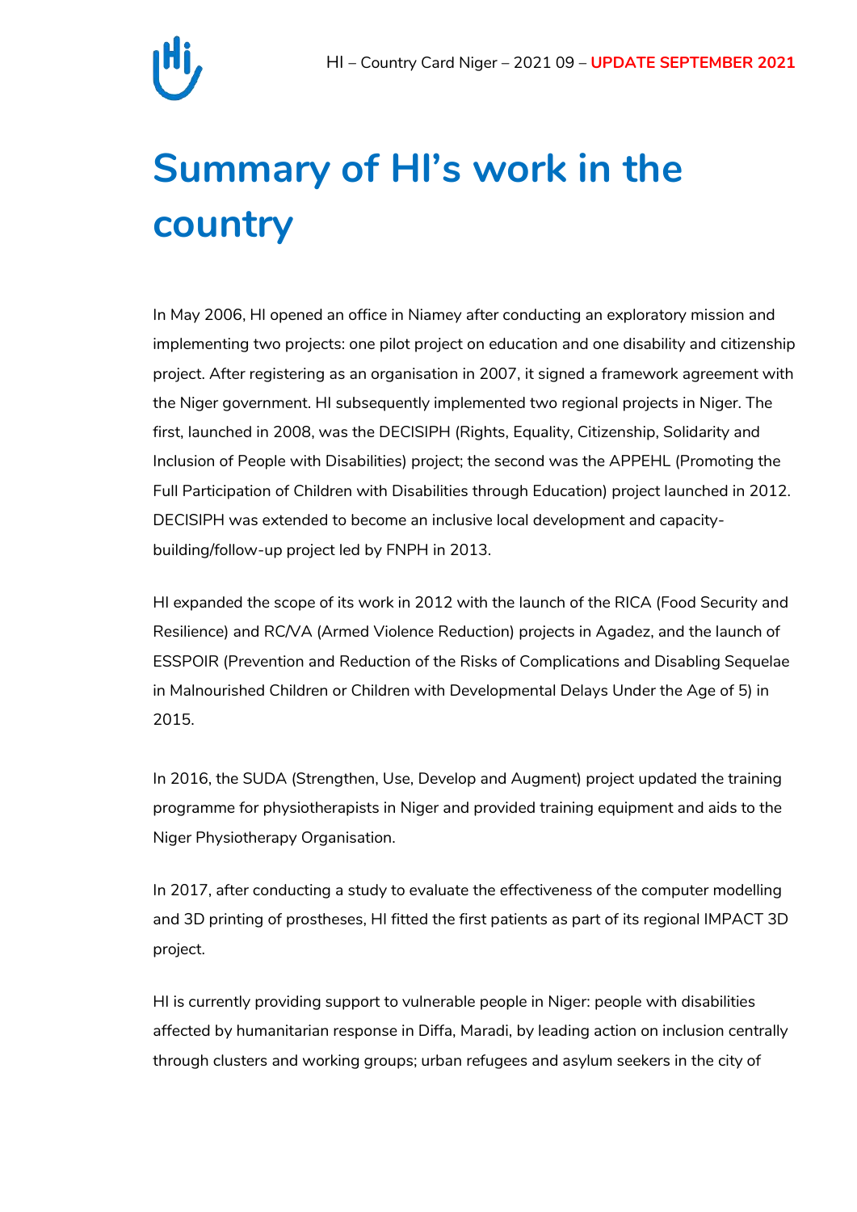# Summary of HI's work in the country

In May 2006, HI opened an office in Niamey after conducting an exploratory mission and implementing two projects: one pilot project on education and one disability and citizenship project. After registering as an organisation in 2007, it signed a framework agreement with the Niger government. HI subsequently implemented two regional projects in Niger. The first, launched in 2008, was the DECISIPH (Rights, Equality, Citizenship, Solidarity and Inclusion of People with Disabilities) project; the second was the APPEHL (Promoting the Full Participation of Children with Disabilities through Education) project launched in 2012. DECISIPH was extended to become an inclusive local development and capacity-building/follow-up project led by FNPH in 2013.

HI expanded the scope of its work in 2012 with the launch of the RICA (Food Security and Resilience) and RC/VA (Armed Violence Reduction) projects in Agadez, and the launch of ESSPOIR (Prevention and Reduction of the Risks of Complications and Disabling Sequelae in Malnourished Children or Children with Developmental Delays Under the Age of 5) in 2015.

In 2016, the SUDA (Strengthen, Use, Develop and Augment) project updated the training programme for physiotherapists in Niger and provided training equipment and aids to the Niger Physiotherapy Organisation.

In 2017, after conducting a study to evaluate the effectiveness of the computer modelling and 3D printing of prostheses, HI fitted the first patients as part of its regional IMPACT 3D project.

HI is currently providing support to vulnerable people in Niger: people with disabilities affected by humanitarian response in Diffa, Maradi, by leading action on inclusion centrally through clusters and working groups; urban refugees and asylum seekers in the city of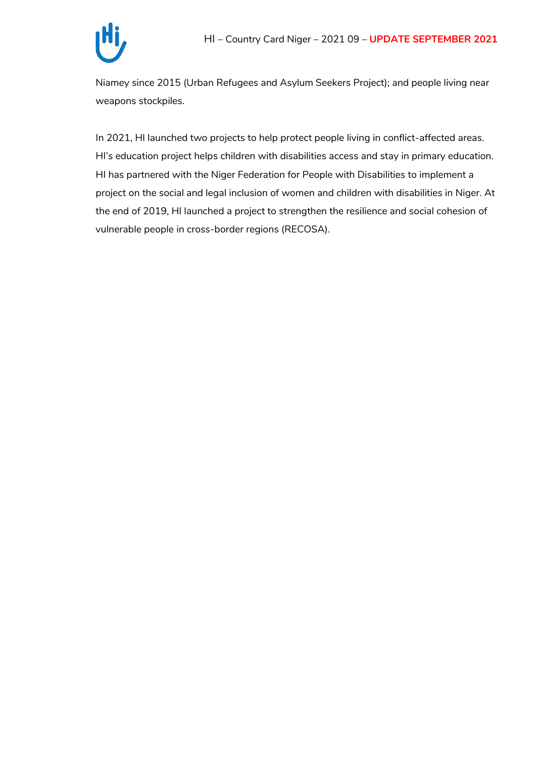Niamey since 2015 (Urban Refugees and Asylum Seekers Project); and people living near weapons stockpiles.

In 2021, HI launched two projects to help protect people living in conflict-affected areas. HI's education project helps children with disabilities access and stay in primary education. HI has partnered with the Niger Federation for People with Disabilities to implement a project on the social and legal inclusion of women and children with disabilities in Niger. At the end of 2019, HI launched a project to strengthen the resilience and social cohesion of vulnerable people in cross-border regions (RECOSA).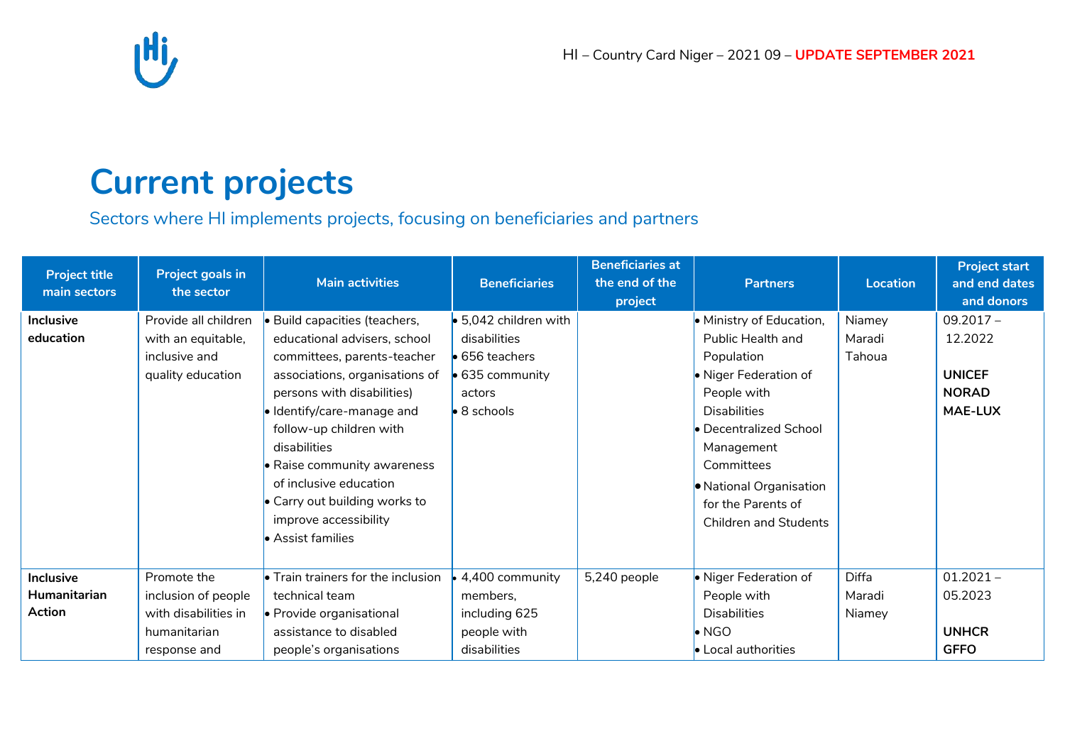# Current projects

Sectors where HI implements projects, focusing on beneficiaries and partners

| Project title main sectors | Project goals in the sector | Main activities | Beneficiaries | Beneficiaries at the end of the project | Partners | Location | Project start and end dates and donors |
|---|---|---|---|---|---|---|---|
| **Inclusive education** | Provide all children with an equitable, inclusive and quality education | • Build capacities (teachers, educational advisers, school committees, parents-teacher associations, organisations of persons with disabilities)<br>• Identify/care-manage and follow-up children with disabilities<br>• Raise community awareness of inclusive education<br>• Carry out building works to improve accessibility<br>• Assist families | • 5,042 children with disabilities<br>• 656 teachers<br>• 635 community actors<br>• 8 schools | | • Ministry of Education, Public Health and Population<br>• Niger Federation of People with Disabilities<br>• Decentralized School Management Committees<br>• National Organisation for the Parents of Children and Students | Niamey<br>Maradi<br>Tahoua | 09.2017 – 12.2022<br><br>**UNICEF**<br>**NORAD**<br>**MAE-LUX** |
| **Inclusive Humanitarian Action** | Promote the inclusion of people with disabilities in humanitarian response and | • Train trainers for the inclusion technical team<br>• Provide organisational assistance to disabled people's organisations | • 4,400 community members, including 625 people with disabilities | 5,240 people | • Niger Federation of People with Disabilities<br>• NGO<br>• Local authorities | Diffa<br>Maradi<br>Niamey | 01.2021 – 05.2023<br><br>**UNHCR**<br>**GFFO** |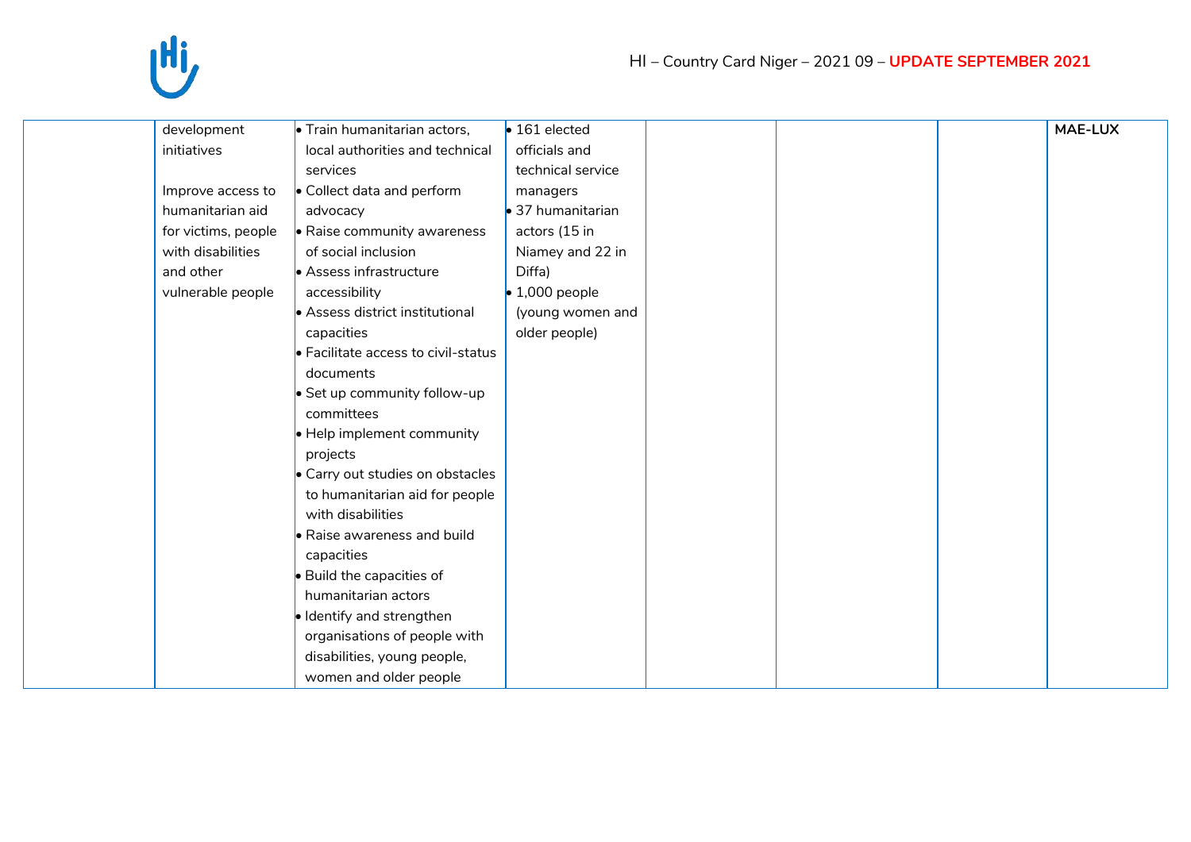| | | | | | | | |
|---|---|---|---|---|---|---|---|
| | development initiatives<br><br>Improve access to humanitarian aid for victims, people with disabilities and other vulnerable people | • Train humanitarian actors, local authorities and technical services<br>• Collect data and perform advocacy<br>• Raise community awareness of social inclusion<br>• Assess infrastructure accessibility<br>• Assess district institutional capacities<br>• Facilitate access to civil-status documents<br>• Set up community follow-up committees<br>• Help implement community projects<br>• Carry out studies on obstacles to humanitarian aid for people with disabilities<br>• Raise awareness and build capacities<br>• Build the capacities of humanitarian actors<br>• Identify and strengthen organisations of people with disabilities, young people, women and older people | • 161 elected officials and technical service managers<br>• 37 humanitarian actors (15 in Niamey and 22 in Diffa)<br>• 1,000 people (young women and older people) | | | | **MAE-LUX** |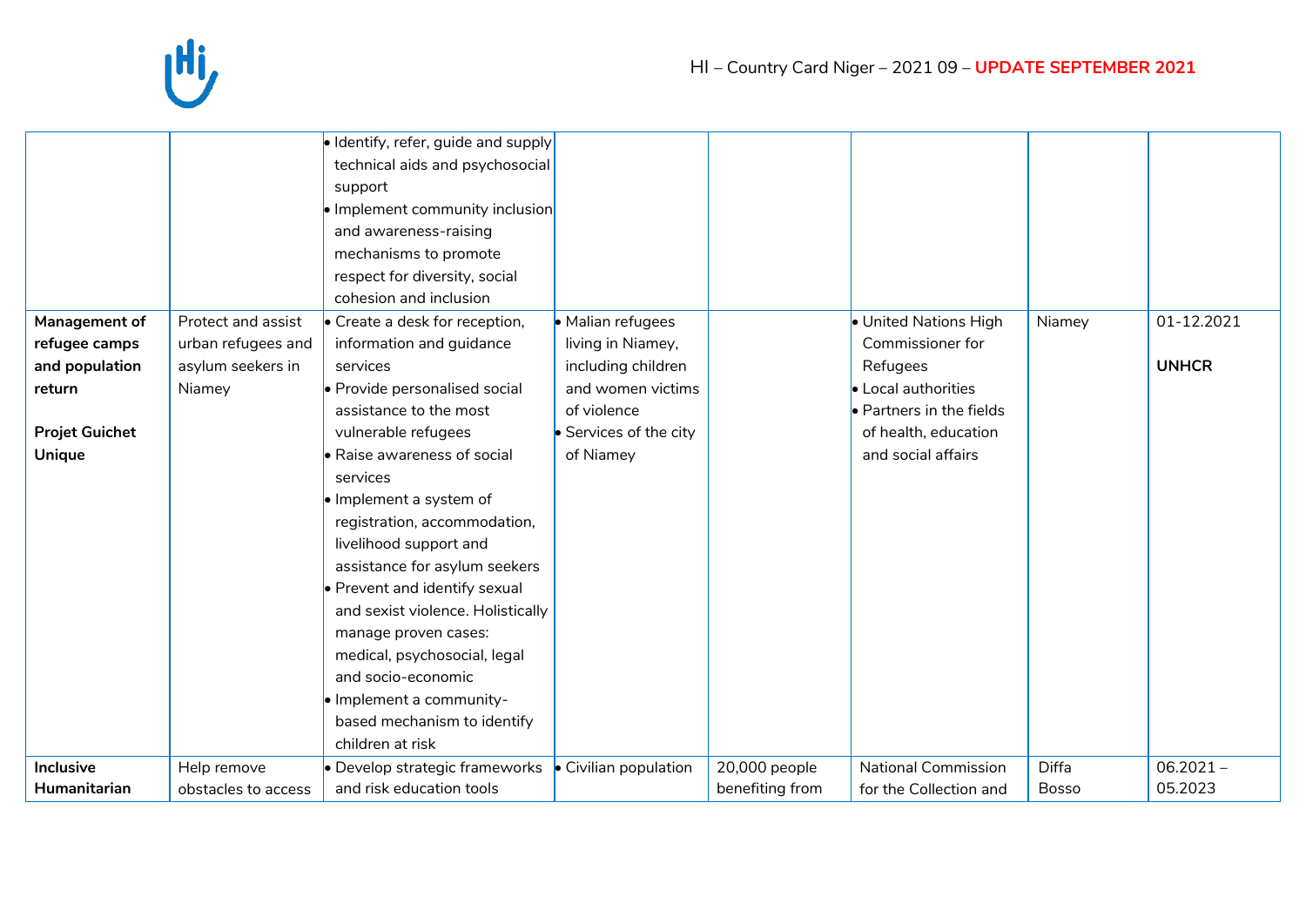| | | | | | | | |
|---|---|---|---|---|---|---|---|
| | | • Identify, refer, guide and supply technical aids and psychosocial support<br>• Implement community inclusion and awareness-raising mechanisms to promote respect for diversity, social cohesion and inclusion | | | | | |
| **Management of refugee camps and population return**<br><br>**Projet Guichet Unique** | Protect and assist urban refugees and asylum seekers in Niamey | • Create a desk for reception, information and guidance services<br>• Provide personalised social assistance to the most vulnerable refugees<br>• Raise awareness of social services<br>• Implement a system of registration, accommodation, livelihood support and assistance for asylum seekers<br>• Prevent and identify sexual and sexist violence. Holistically manage proven cases: medical, psychosocial, legal and socio-economic<br>• Implement a community-based mechanism to identify children at risk | • Malian refugees living in Niamey, including children and women victims of violence<br>• Services of the city of Niamey | | • United Nations High Commissioner for Refugees<br>• Local authorities<br>• Partners in the fields of health, education and social affairs | Niamey | 01-12.2021<br><br>**UNHCR** |
| **Inclusive Humanitarian** | Help remove obstacles to access | • Develop strategic frameworks and risk education tools | • Civilian population | 20,000 people benefiting from | National Commission for the Collection and | Diffa<br>Bosso | 06.2021 – 05.2023 |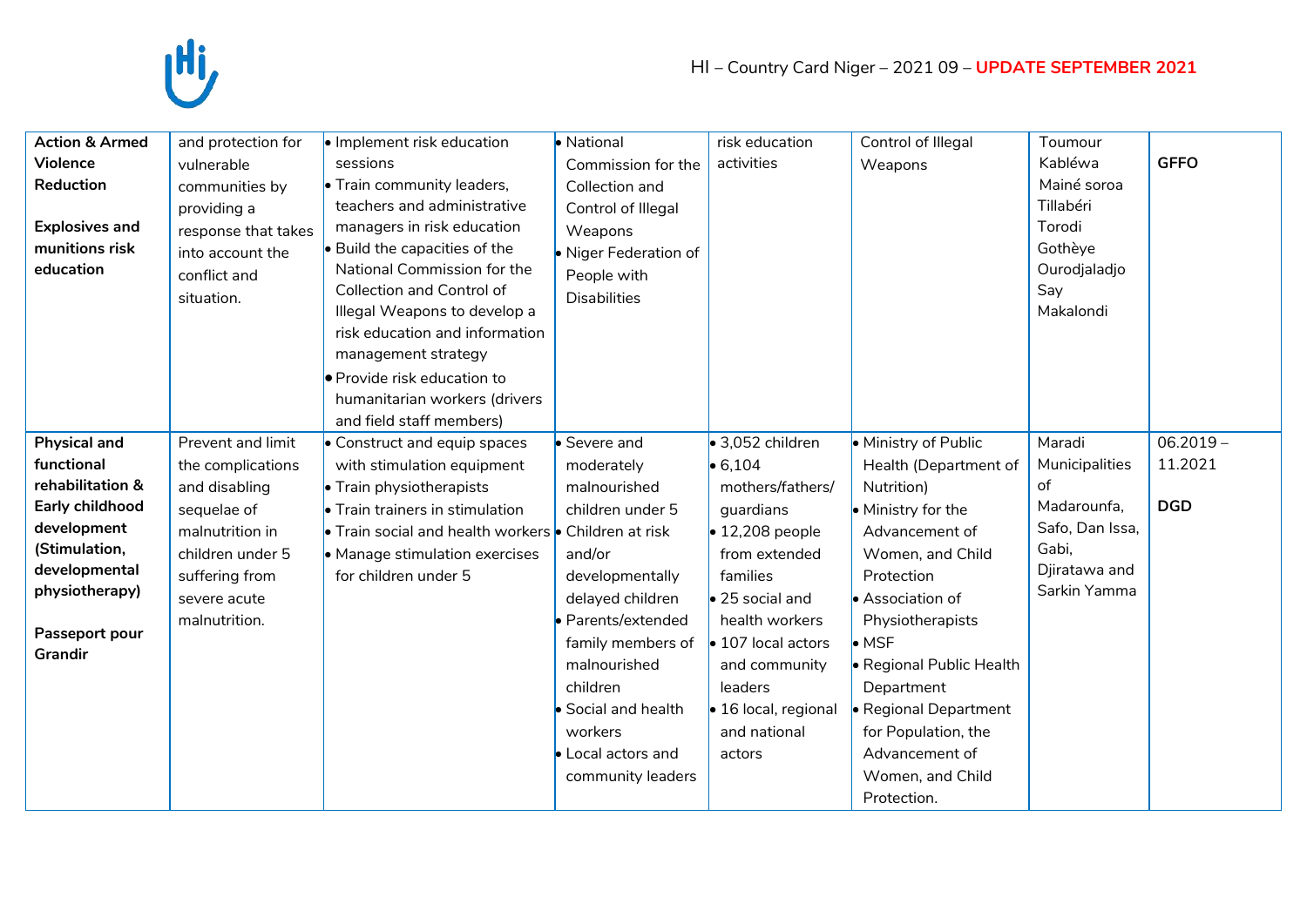| Action & Armed Violence Reduction<br><br>Explosives and munitions risk education | and protection for vulnerable communities by providing a response that takes into account the conflict and situation. | • Implement risk education sessions<br>• Train community leaders, teachers and administrative managers in risk education<br>• Build the capacities of the National Commission for the Collection and Control of Illegal Weapons to develop a risk education and information management strategy<br>• Provide risk education to humanitarian workers (drivers and field staff members) | • National Commission for the Collection and Control of Illegal Weapons<br>• Niger Federation of People with Disabilities | risk education activities | Control of Illegal Weapons | Toumour<br>Kabléwa<br>Mainé soroa<br>Tillabéri<br>Torodi<br>Gothèye<br>Ourodjaladjo<br>Say<br>Makalondi | **GFFO** |
|---|---|---|---|---|---|---|---|
| **Physical and functional rehabilitation & Early childhood development (Stimulation, developmental physiotherapy)**<br><br>**Passeport pour Grandir** | Prevent and limit the complications and disabling sequelae of malnutrition in children under 5 suffering from severe acute malnutrition. | • Construct and equip spaces with stimulation equipment<br>• Train physiotherapists<br>• Train trainers in stimulation<br>• Train social and health workers<br>• Manage stimulation exercises for children under 5 | • Severe and moderately malnourished children under 5<br>• Children at risk and/or developmentally delayed children<br>• Parents/extended family members of malnourished children<br>• Social and health workers<br>• Local actors and community leaders | • 3,052 children<br>• 6,104 mothers/fathers/ guardians<br>• 12,208 people from extended families<br>• 25 social and health workers<br>• 107 local actors and community leaders<br>• 16 local, regional and national actors | • Ministry of Public Health (Department of Nutrition)<br>• Ministry for the Advancement of Women, and Child Protection<br>• Association of Physiotherapists<br>• MSF<br>• Regional Public Health Department<br>• Regional Department for Population, the Advancement of Women, and Child Protection. | Maradi Municipalities of Madarounfa, Safo, Dan Issa, Gabi, Djiratawa and Sarkin Yamma | 06.2019 – 11.2021<br><br>**DGD** |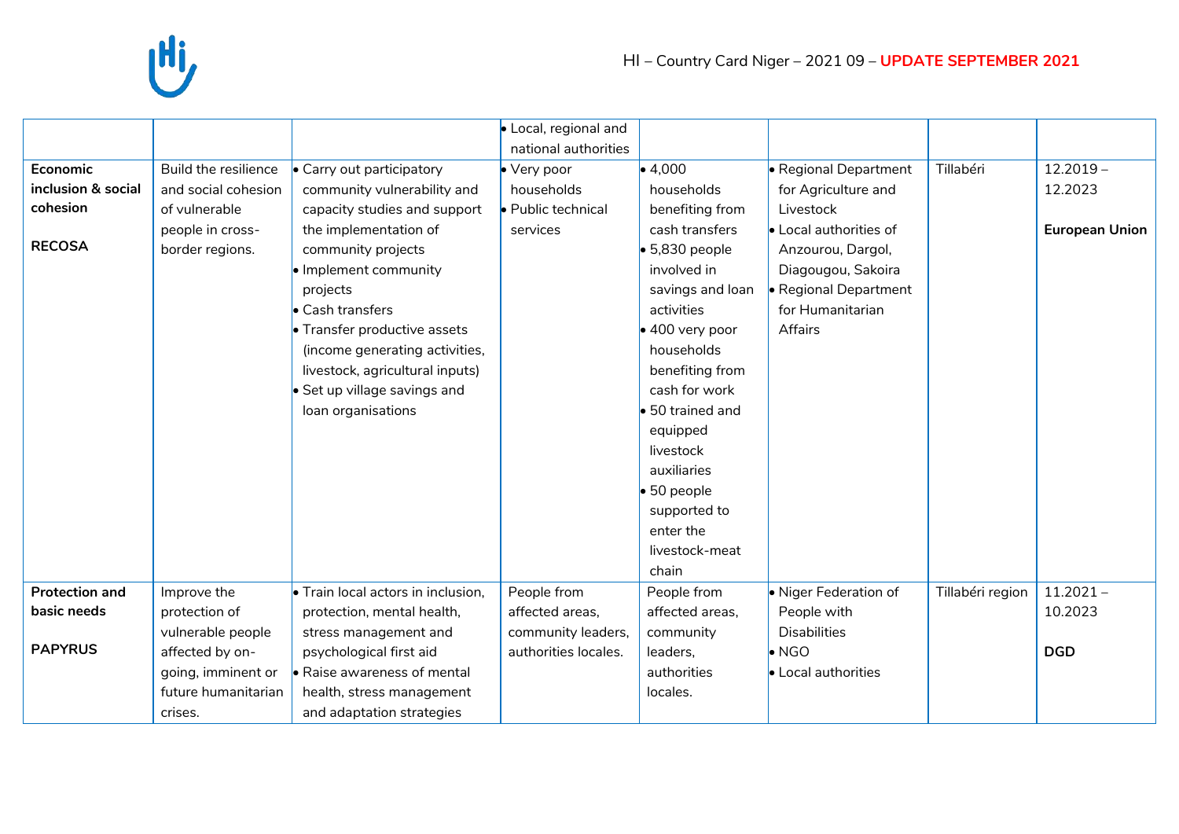| | | | • Local, regional and national authorities | | | | |
|---|---|---|---|---|---|---|---|
| **Economic inclusion & social cohesion**<br><br>**RECOSA** | Build the resilience and social cohesion of vulnerable people in cross-border regions. | • Carry out participatory community vulnerability and capacity studies and support the implementation of community projects<br>• Implement community projects<br>• Cash transfers<br>• Transfer productive assets (income generating activities, livestock, agricultural inputs)<br>• Set up village savings and loan organisations | • Very poor households<br>• Public technical services | • 4,000 households benefiting from cash transfers<br>• 5,830 people involved in savings and loan activities<br>• 400 very poor households benefiting from cash for work<br>• 50 trained and equipped livestock auxiliaries<br>• 50 people supported to enter the livestock-meat chain | • Regional Department for Agriculture and Livestock<br>• Local authorities of Anzourou, Dargol, Diagougou, Sakoira<br>• Regional Department for Humanitarian Affairs | Tillabéri | 12.2019 – 12.2023<br><br>**European Union** |
| **Protection and basic needs**<br><br>**PAPYRUS** | Improve the protection of vulnerable people affected by on-going, imminent or future humanitarian crises. | • Train local actors in inclusion, protection, mental health, stress management and psychological first aid<br>• Raise awareness of mental health, stress management and adaptation strategies | People from affected areas, community leaders, authorities locales. | People from affected areas, community leaders, authorities locales. | • Niger Federation of People with Disabilities<br>• NGO<br>• Local authorities | Tillabéri region | 11.2021 – 10.2023<br><br>**DGD** |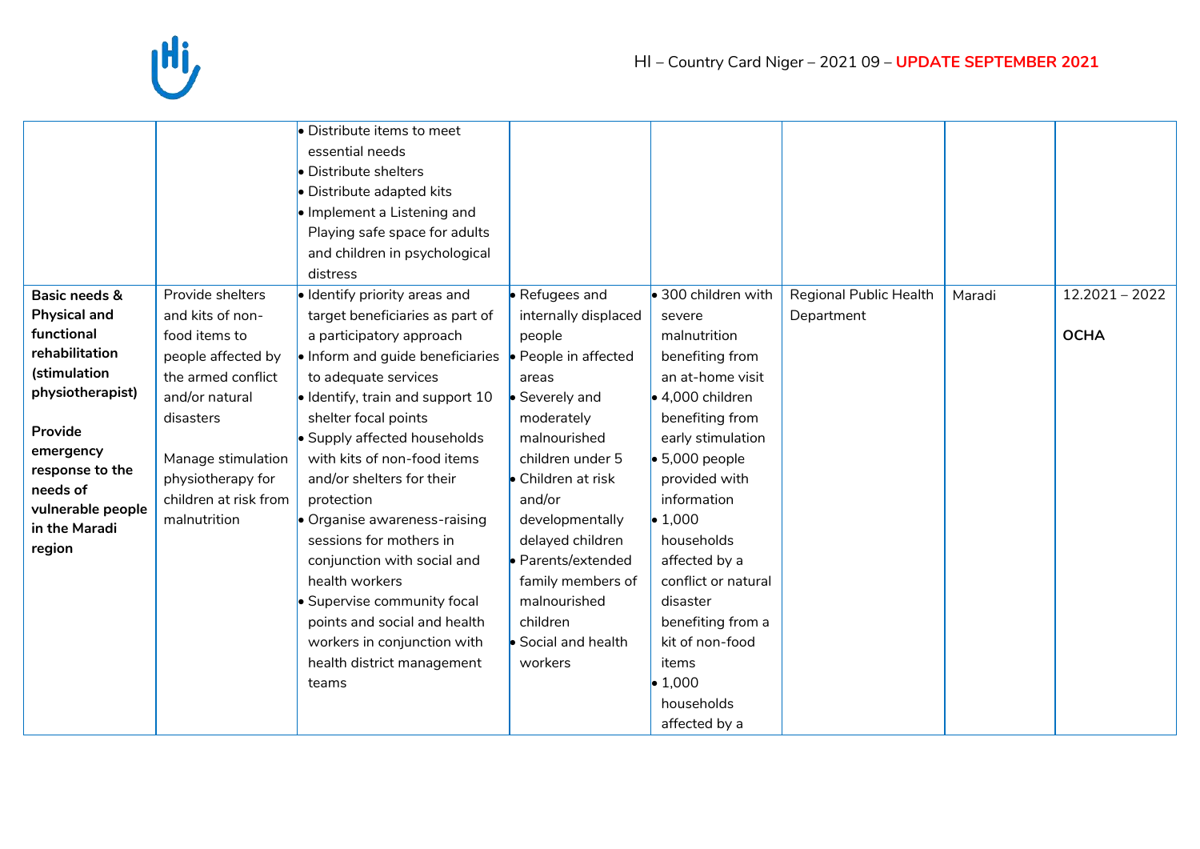| | | | | | | | |
|---|---|---|---|---|---|---|---|
| | | • Distribute items to meet essential needs<br>• Distribute shelters<br>• Distribute adapted kits<br>• Implement a Listening and Playing safe space for adults and children in psychological distress | | | | | |
| **Basic needs & Physical and functional rehabilitation (stimulation physiotherapist)**<br><br>**Provide emergency response to the needs of vulnerable people in the Maradi region** | Provide shelters and kits of non-food items to people affected by the armed conflict and/or natural disasters<br><br>Manage stimulation physiotherapy for children at risk from malnutrition | • Identify priority areas and target beneficiaries as part of a participatory approach<br>• Inform and guide beneficiaries to adequate services<br>• Identify, train and support 10 shelter focal points<br>• Supply affected households with kits of non-food items and/or shelters for their protection<br>• Organise awareness-raising sessions for mothers in conjunction with social and health workers<br>• Supervise community focal points and social and health workers in conjunction with health district management teams | • Refugees and internally displaced people<br>• People in affected areas<br>• Severely and moderately malnourished children under 5<br>• Children at risk and/or developmentally delayed children<br>• Parents/extended family members of malnourished children<br>• Social and health workers | • 300 children with severe malnutrition benefiting from an at-home visit<br>• 4,000 children benefiting from early stimulation<br>• 5,000 people provided with information<br>• 1,000 households affected by a conflict or natural disaster benefiting from a kit of non-food items<br>• 1,000 households affected by a | Regional Public Health Department | Maradi | 12.2021 – 2022<br><br>**OCHA** |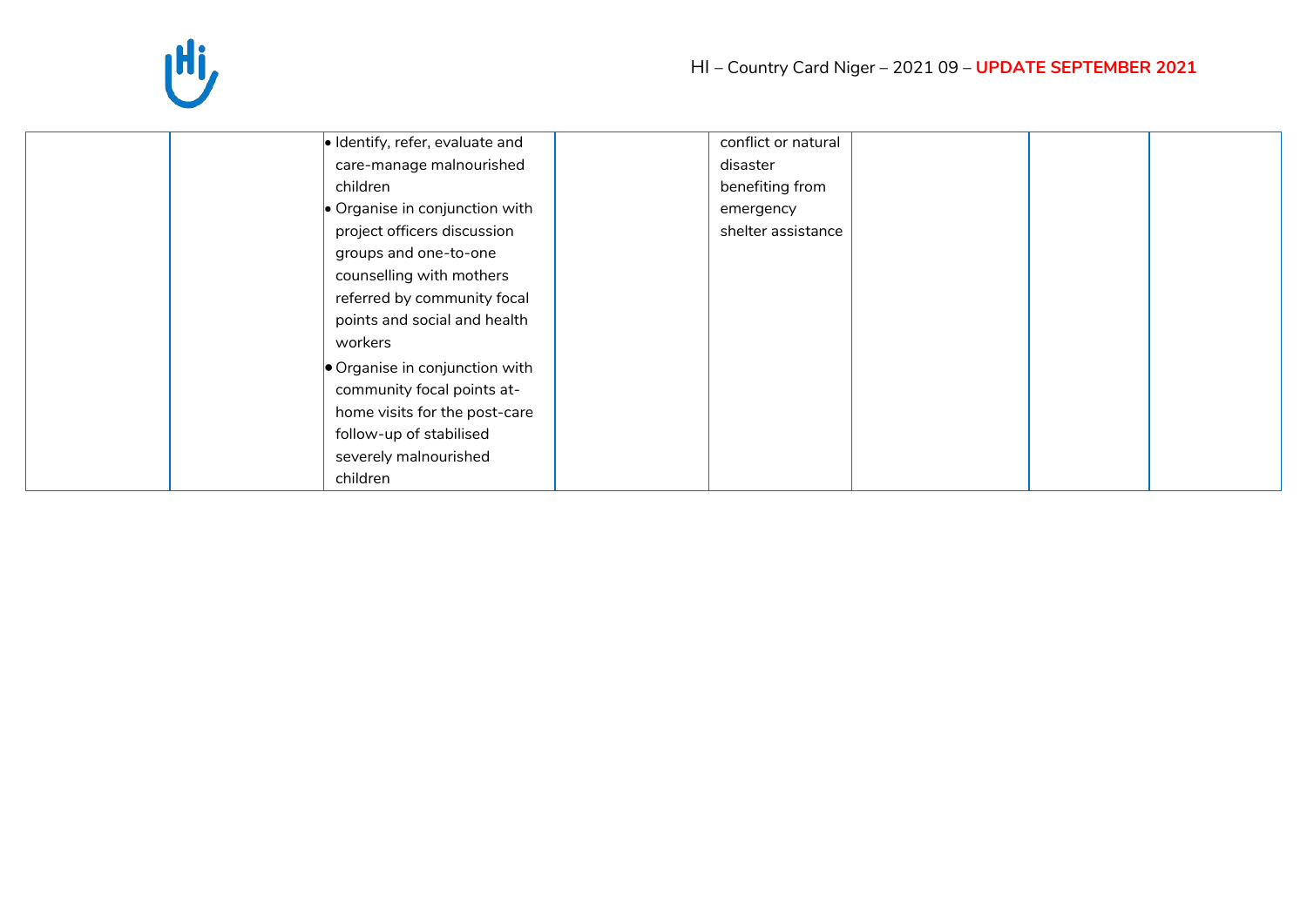|  |  |  |  |  |  |  |  |
|---|---|---|---|---|---|---|---|
|  |  | • Identify, refer, evaluate and care-manage malnourished children<br>• Organise in conjunction with project officers discussion groups and one-to-one counselling with mothers referred by community focal points and social and health workers<br>• Organise in conjunction with community focal points at-home visits for the post-care follow-up of stabilised severely malnourished children |  | conflict or natural disaster benefiting from emergency shelter assistance |  |  |  |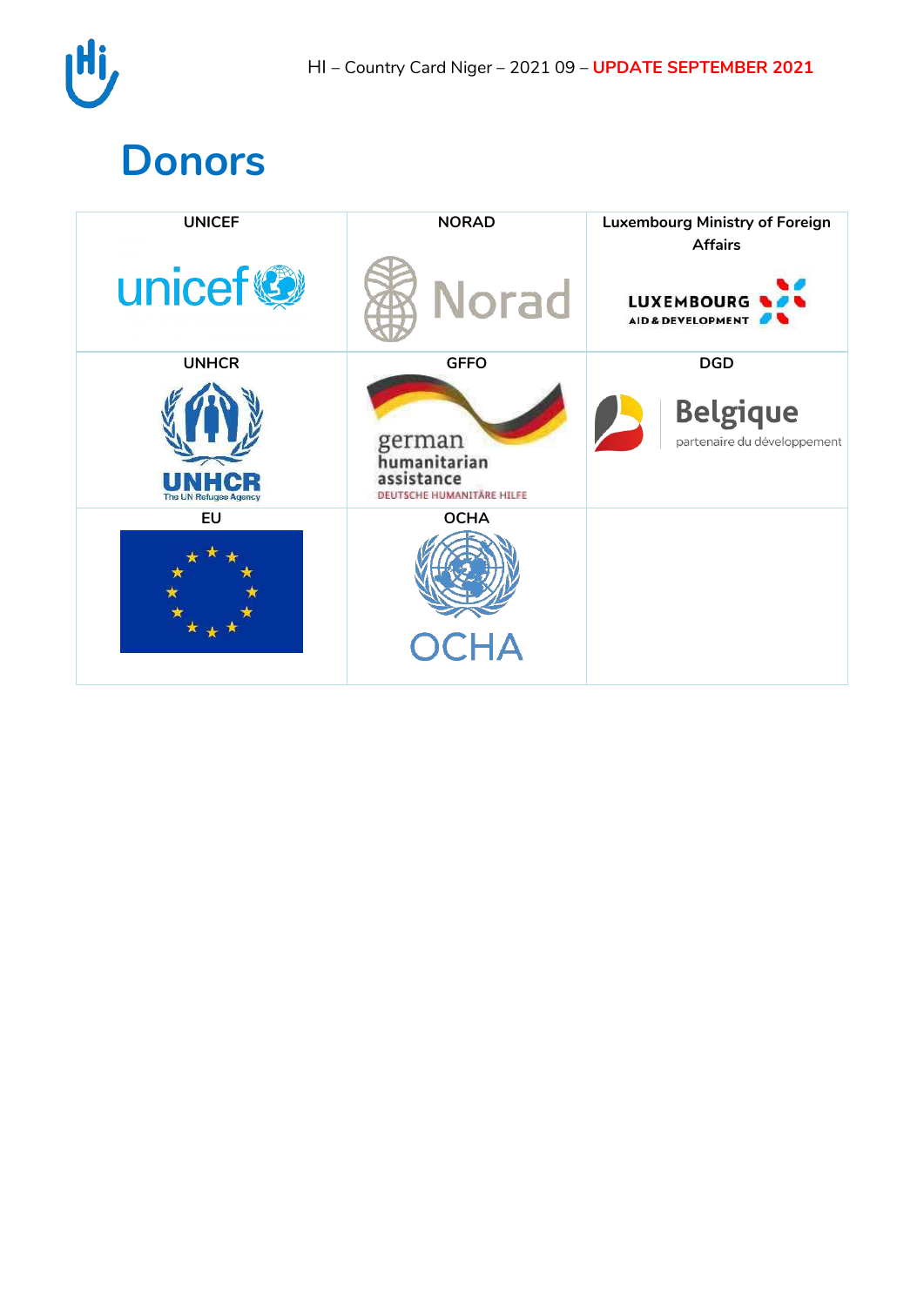# Donors

| | | |
|---|---|---|
| UNICEF | NORAD | Luxembourg Ministry of Foreign Affairs |
| UNHCR | GFFO | DGD |
| EU | OCHA | |